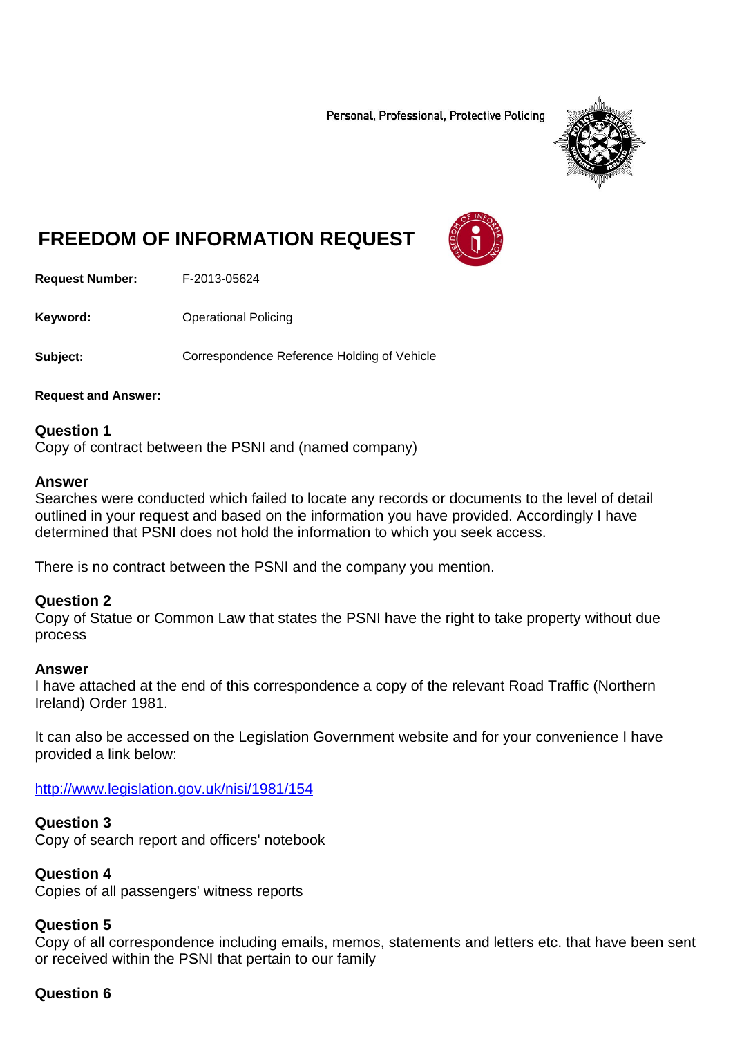Personal, Professional, Protective Policing

# FREEDOM OF INFORMATION REQUEST

**Request Number:** F-2013-05624

**Keyword:** Operational Policing

**Subject:** Correspondence Reference Holding of Vehicle

**Request and Answer:**

**Question 1**
Copy of contract between the PSNI and (named company)

**Answer**
Searches were conducted which failed to locate any records or documents to the level of detail outlined in your request and based on the information you have provided. Accordingly I have determined that PSNI does not hold the information to which you seek access.

There is no contract between the PSNI and the company you mention.

**Question 2**
Copy of Statue or Common Law that states the PSNI have the right to take property without due process

**Answer**
I have attached at the end of this correspondence a copy of the relevant Road Traffic (Northern Ireland) Order 1981.

It can also be accessed on the Legislation Government website and for your convenience I have provided a link below:

http://www.legislation.gov.uk/nisi/1981/154

**Question 3**
Copy of search report and officers' notebook

**Question 4**
Copies of all passengers' witness reports

**Question 5**
Copy of all correspondence including emails, memos, statements and letters etc. that have been sent or received within the PSNI that pertain to our family

**Question 6**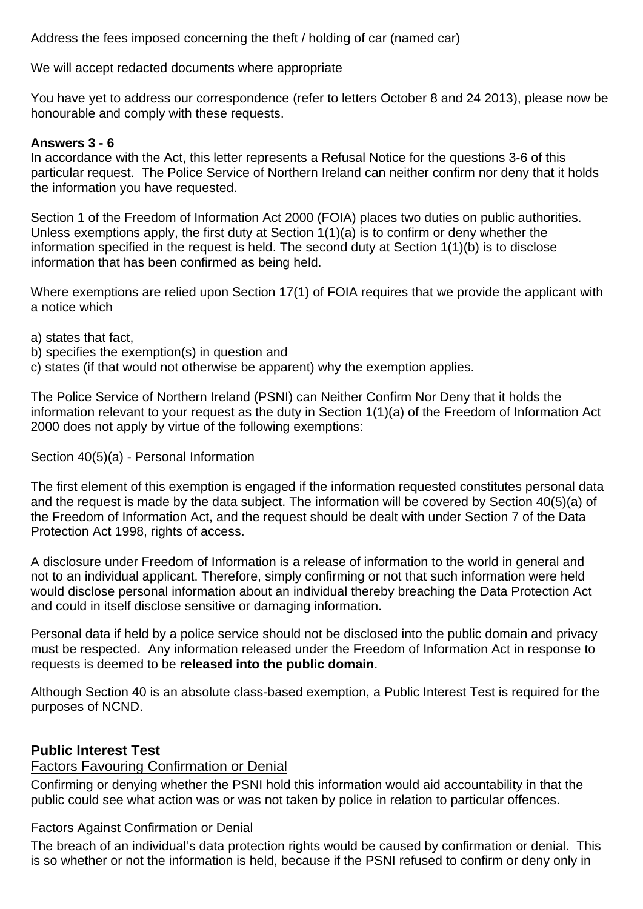Address the fees imposed concerning the theft / holding of car (named car)

We will accept redacted documents where appropriate

You have yet to address our correspondence (refer to letters October 8 and 24 2013), please now be honourable and comply with these requests.

**Answers 3 - 6**
In accordance with the Act, this letter represents a Refusal Notice for the questions 3-6 of this particular request. The Police Service of Northern Ireland can neither confirm nor deny that it holds the information you have requested.

Section 1 of the Freedom of Information Act 2000 (FOIA) places two duties on public authorities. Unless exemptions apply, the first duty at Section 1(1)(a) is to confirm or deny whether the information specified in the request is held. The second duty at Section 1(1)(b) is to disclose information that has been confirmed as being held.

Where exemptions are relied upon Section 17(1) of FOIA requires that we provide the applicant with a notice which

a) states that fact,
b) specifies the exemption(s) in question and
c) states (if that would not otherwise be apparent) why the exemption applies.

The Police Service of Northern Ireland (PSNI) can Neither Confirm Nor Deny that it holds the information relevant to your request as the duty in Section 1(1)(a) of the Freedom of Information Act 2000 does not apply by virtue of the following exemptions:

Section 40(5)(a) - Personal Information

The first element of this exemption is engaged if the information requested constitutes personal data and the request is made by the data subject. The information will be covered by Section 40(5)(a) of the Freedom of Information Act, and the request should be dealt with under Section 7 of the Data Protection Act 1998, rights of access.

A disclosure under Freedom of Information is a release of information to the world in general and not to an individual applicant. Therefore, simply confirming or not that such information were held would disclose personal information about an individual thereby breaching the Data Protection Act and could in itself disclose sensitive or damaging information.

Personal data if held by a police service should not be disclosed into the public domain and privacy must be respected. Any information released under the Freedom of Information Act in response to requests is deemed to be **released into the public domain**.

Although Section 40 is an absolute class-based exemption, a Public Interest Test is required for the purposes of NCND.

### Public Interest Test

Factors Favouring Confirmation or Denial

Confirming or denying whether the PSNI hold this information would aid accountability in that the public could see what action was or was not taken by police in relation to particular offences.

Factors Against Confirmation or Denial

The breach of an individual's data protection rights would be caused by confirmation or denial. This is so whether or not the information is held, because if the PSNI refused to confirm or deny only in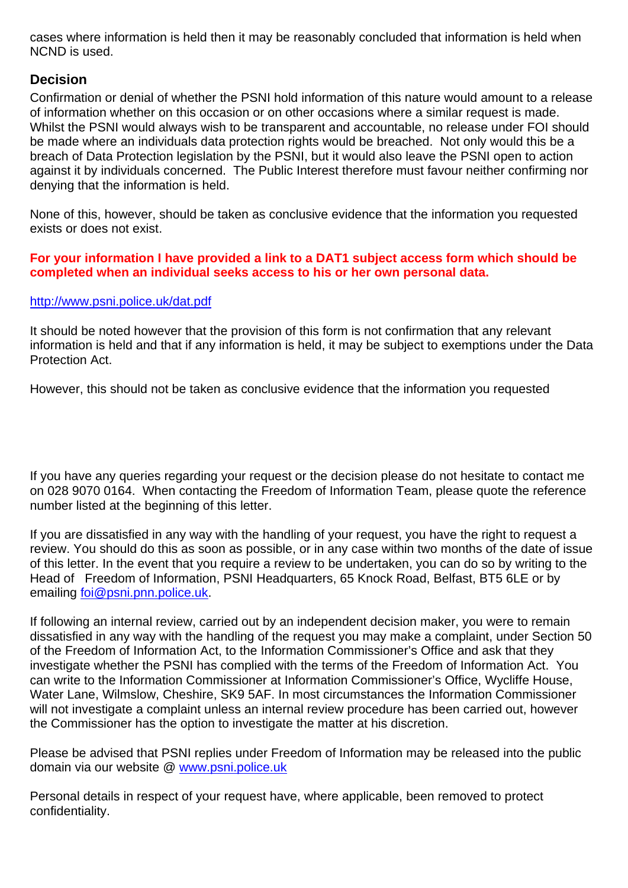cases where information is held then it may be reasonably concluded that information is held when NCND is used.

## Decision

Confirmation or denial of whether the PSNI hold information of this nature would amount to a release of information whether on this occasion or on other occasions where a similar request is made. Whilst the PSNI would always wish to be transparent and accountable, no release under FOI should be made where an individuals data protection rights would be breached. Not only would this be a breach of Data Protection legislation by the PSNI, but it would also leave the PSNI open to action against it by individuals concerned. The Public Interest therefore must favour neither confirming nor denying that the information is held.

None of this, however, should be taken as conclusive evidence that the information you requested exists or does not exist.

**For your information I have provided a link to a DAT1 subject access form which should be completed when an individual seeks access to his or her own personal data.**

http://www.psni.police.uk/dat.pdf

It should be noted however that the provision of this form is not confirmation that any relevant information is held and that if any information is held, it may be subject to exemptions under the Data Protection Act.

However, this should not be taken as conclusive evidence that the information you requested

If you have any queries regarding your request or the decision please do not hesitate to contact me on 028 9070 0164. When contacting the Freedom of Information Team, please quote the reference number listed at the beginning of this letter.

If you are dissatisfied in any way with the handling of your request, you have the right to request a review. You should do this as soon as possible, or in any case within two months of the date of issue of this letter. In the event that you require a review to be undertaken, you can do so by writing to the Head of Freedom of Information, PSNI Headquarters, 65 Knock Road, Belfast, BT5 6LE or by emailing foi@psni.pnn.police.uk.

If following an internal review, carried out by an independent decision maker, you were to remain dissatisfied in any way with the handling of the request you may make a complaint, under Section 50 of the Freedom of Information Act, to the Information Commissioner's Office and ask that they investigate whether the PSNI has complied with the terms of the Freedom of Information Act. You can write to the Information Commissioner at Information Commissioner's Office, Wycliffe House, Water Lane, Wilmslow, Cheshire, SK9 5AF. In most circumstances the Information Commissioner will not investigate a complaint unless an internal review procedure has been carried out, however the Commissioner has the option to investigate the matter at his discretion.

Please be advised that PSNI replies under Freedom of Information may be released into the public domain via our website @ www.psni.police.uk

Personal details in respect of your request have, where applicable, been removed to protect confidentiality.